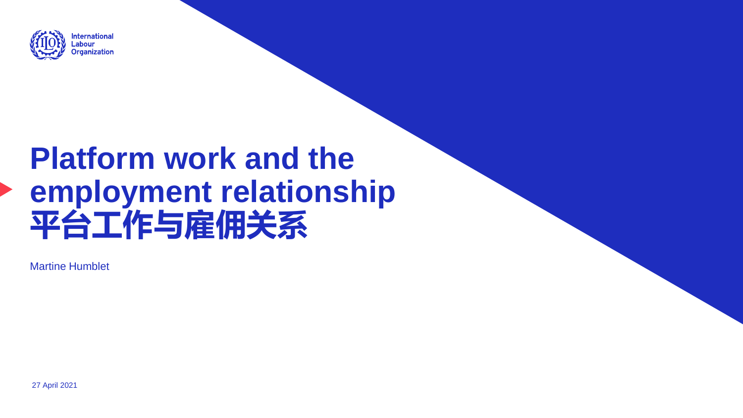International Labour Organization

# Platform work and the employment relationship
# 平台工作与雇佣关系

Martine Humblet

27 April 2021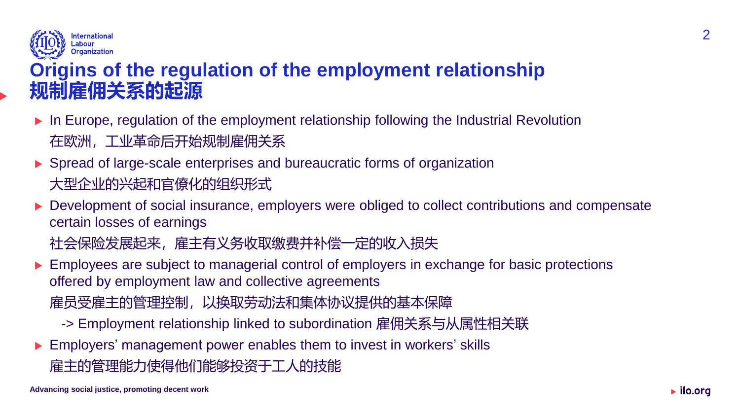# Origins of the regulation of the employment relationship
# 规制雇佣关系的起源

- In Europe, regulation of the employment relationship following the Industrial Revolution
  在欧洲，工业革命后开始规制雇佣关系
- Spread of large-scale enterprises and bureaucratic forms of organization
  大型企业的兴起和官僚化的组织形式
- Development of social insurance, employers were obliged to collect contributions and compensate certain losses of earnings
  社会保险发展起来，雇主有义务收取缴费并补偿一定的收入损失
- Employees are subject to managerial control of employers in exchange for basic protections offered by employment law and collective agreements
  雇员受雇主的管理控制，以换取劳动法和集体协议提供的基本保障
  - -> Employment relationship linked to subordination 雇佣关系与从属性相关联
- Employers' management power enables them to invest in workers' skills
  雇主的管理能力使得他们能够投资于工人的技能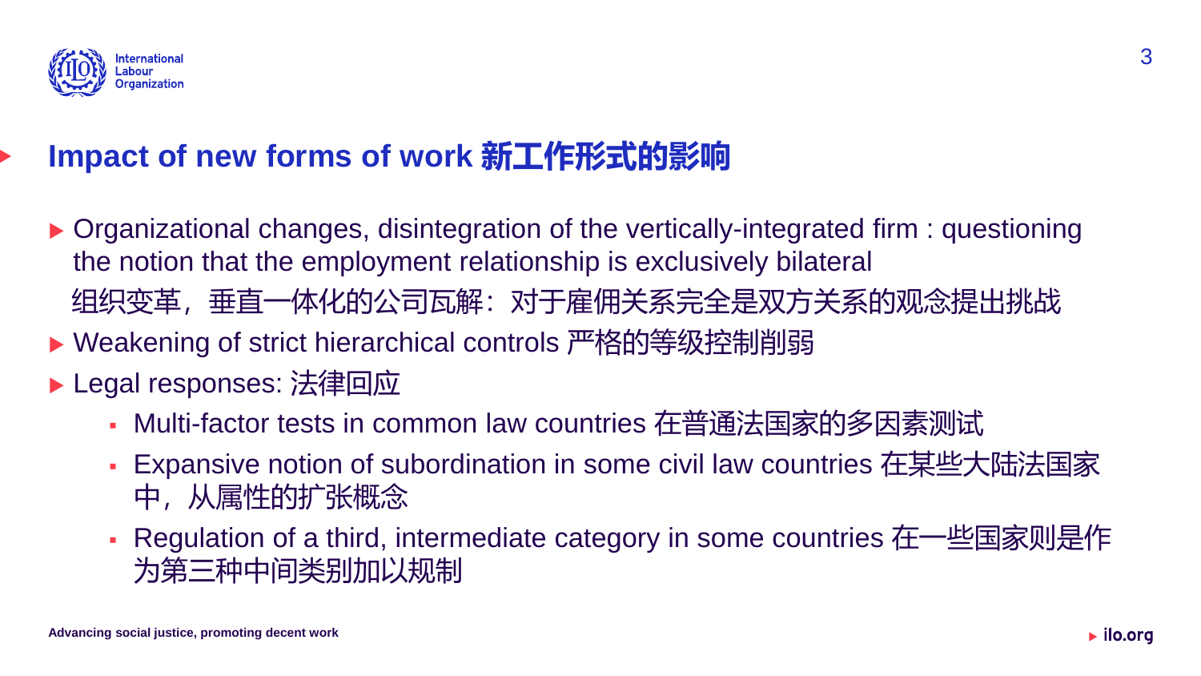## Impact of new forms of work 新工作形式的影响

- Organizational changes, disintegration of the vertically-integrated firm : questioning the notion that the employment relationship is exclusively bilateral
  组织变革，垂直一体化的公司瓦解：对于雇佣关系完全是双方关系的观念提出挑战
- Weakening of strict hierarchical controls 严格的等级控制削弱
- Legal responses: 法律回应
  - Multi-factor tests in common law countries 在普通法国家的多因素测试
  - Expansive notion of subordination in some civil law countries 在某些大陆法国家中，从属性的扩张概念
  - Regulation of a third, intermediate category in some countries 在一些国家则是作为第三种中间类别加以规制

Advancing social justice, promoting decent work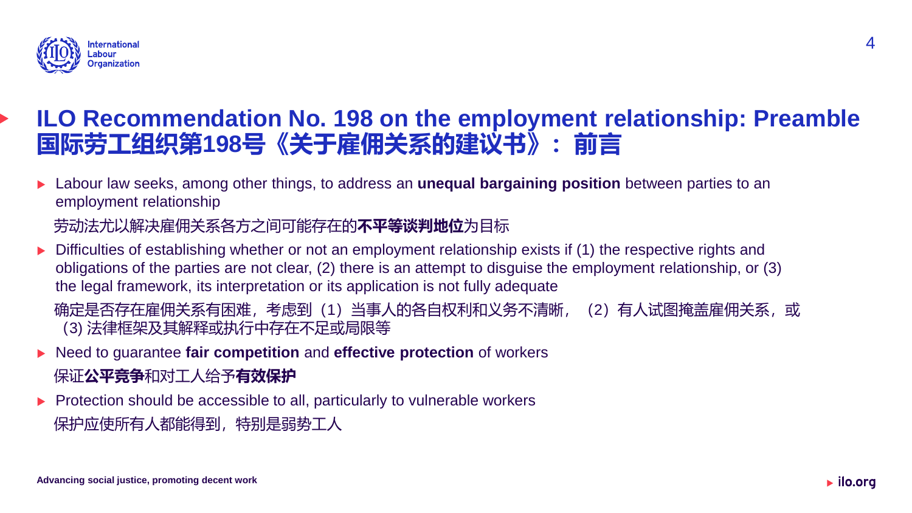# ILO Recommendation No. 198 on the employment relationship: Preamble
# 国际劳工组织第198号《关于雇佣关系的建议书》：前言

- Labour law seeks, among other things, to address an **unequal bargaining position** between parties to an employment relationship

  劳动法尤以解决雇佣关系各方之间可能存在的**不平等谈判地位**为目标

- Difficulties of establishing whether or not an employment relationship exists if (1) the respective rights and obligations of the parties are not clear, (2) there is an attempt to disguise the employment relationship, or (3) the legal framework, its interpretation or its application is not fully adequate

  确定是否存在雇佣关系有困难，考虑到（1）当事人的各自权利和义务不清晰，（2）有人试图掩盖雇佣关系，或（3) 法律框架及其解释或执行中存在不足或局限等

- Need to guarantee **fair competition** and **effective protection** of workers

  保证**公平竞争**和对工人给予**有效保护**

- Protection should be accessible to all, particularly to vulnerable workers

  保护应使所有人都能得到，特别是弱势工人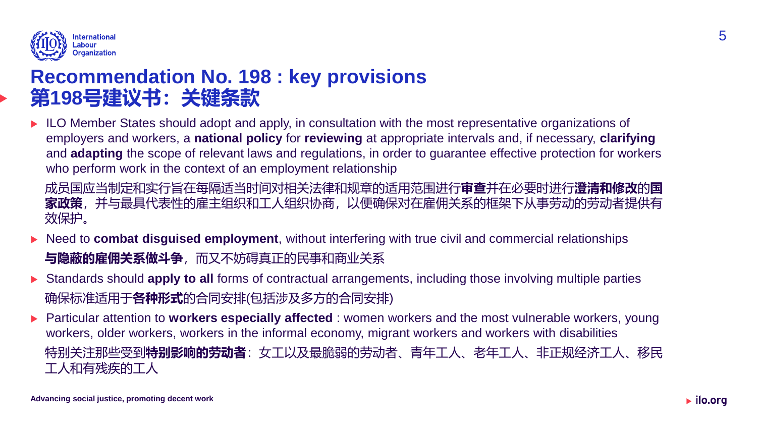# Recommendation No. 198 : key provisions
# 第198号建议书：关键条款

- ILO Member States should adopt and apply, in consultation with the most representative organizations of employers and workers, a **national policy** for **reviewing** at appropriate intervals and, if necessary, **clarifying** and **adapting** the scope of relevant laws and regulations, in order to guarantee effective protection for workers who perform work in the context of an employment relationship

  成员国应当制定和实行旨在每隔适当时间对相关法律和规章的适用范围进行**审查**并在必要时进行**澄清和修改**的**国家政策**，并与最具代表性的雇主组织和工人组织协商，以便确保对在雇佣关系的框架下从事劳动的劳动者提供有效保护。

- Need to **combat disguised employment**, without interfering with true civil and commercial relationships

  **与隐蔽的雇佣关系做斗争**，而又不妨碍真正的民事和商业关系

- Standards should **apply to all** forms of contractual arrangements, including those involving multiple parties

  确保标准适用于**各种形式**的合同安排(包括涉及多方的合同安排)

- Particular attention to **workers especially affected** : women workers and the most vulnerable workers, young workers, older workers, workers in the informal economy, migrant workers and workers with disabilities

  特别关注那些受到**特别影响的劳动者**：女工以及最脆弱的劳动者、青年工人、老年工人、非正规经济工人、移民工人和有残疾的工人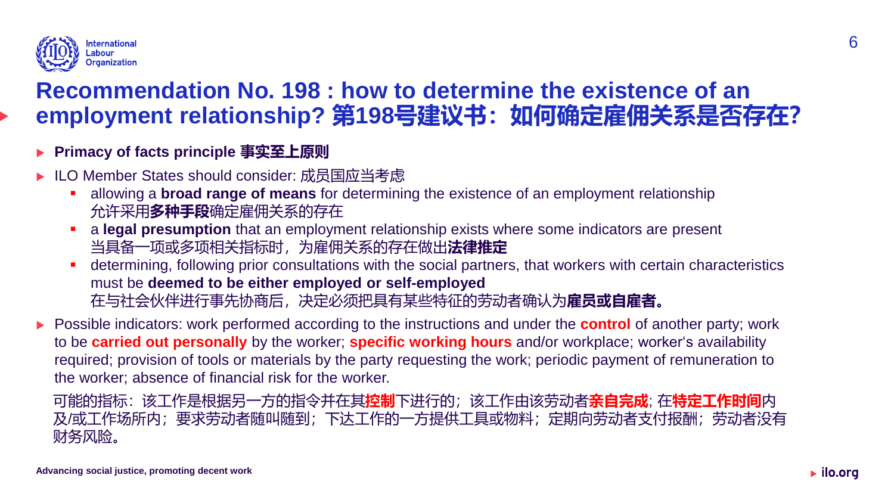# Recommendation No. 198 : how to determine the existence of an employment relationship? 第198号建议书：如何确定雇佣关系是否存在?

- **Primacy of facts principle 事实至上原则**
- ILO Member States should consider: 成员国应当考虑
  - allowing a **broad range of means** for determining the existence of an employment relationship
    允许采用**多种手段**确定雇佣关系的存在
  - a **legal presumption** that an employment relationship exists where some indicators are present
    当具备一项或多项相关指标时，为雇佣关系的存在做出**法律推定**
  - determining, following prior consultations with the social partners, that workers with certain characteristics must be **deemed to be either employed or self-employed**
    在与社会伙伴进行事先协商后，决定必须把具有某些特征的劳动者确认为**雇员或自雇者。**
- Possible indicators: work performed according to the instructions and under the **control** of another party; work to be **carried out personally** by the worker; **specific working hours** and/or workplace; worker's availability required; provision of tools or materials by the party requesting the work; periodic payment of remuneration to the worker; absence of financial risk for the worker.

  可能的指标：该工作是根据另一方的指令并在其**控制**下进行的；该工作由该劳动者**亲自完成**; 在**特定工作时间**内及/或工作场所内；要求劳动者随叫随到；下达工作的一方提供工具或物料；定期向劳动者支付报酬；劳动者没有财务风险。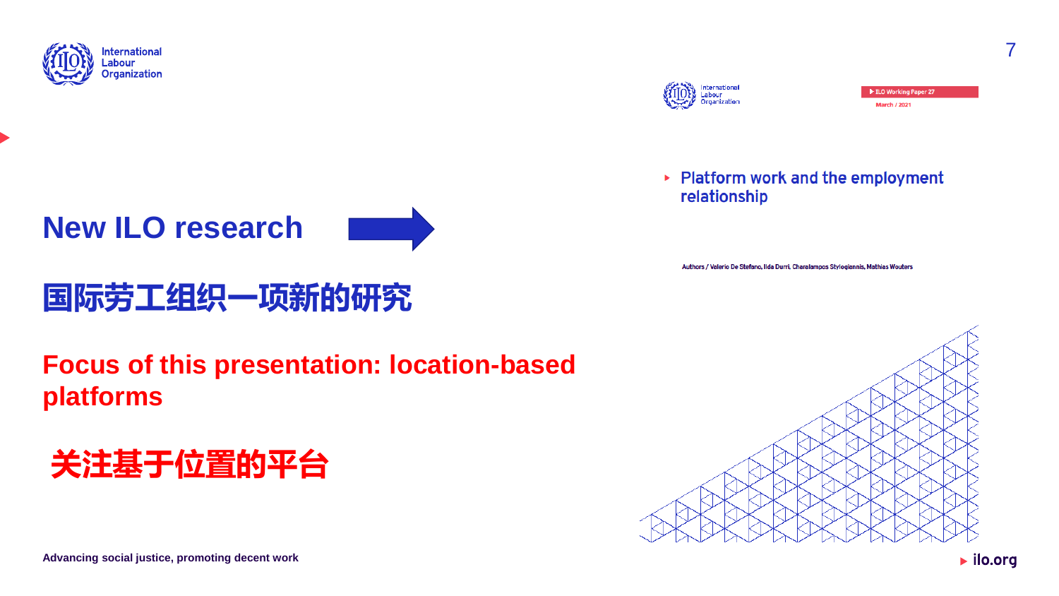# New ILO research

# 国际劳工组织一项新的研究

**Focus of this presentation: location-based platforms**

**关注基于位置的平台**

ILO Working Paper 27

March / 2021

Platform work and the employment relationship

Authors / Valerio De Stefano, Ilda Durri, Charalampos Stylogiannis, Mathias Wouters

Advancing social justice, promoting decent work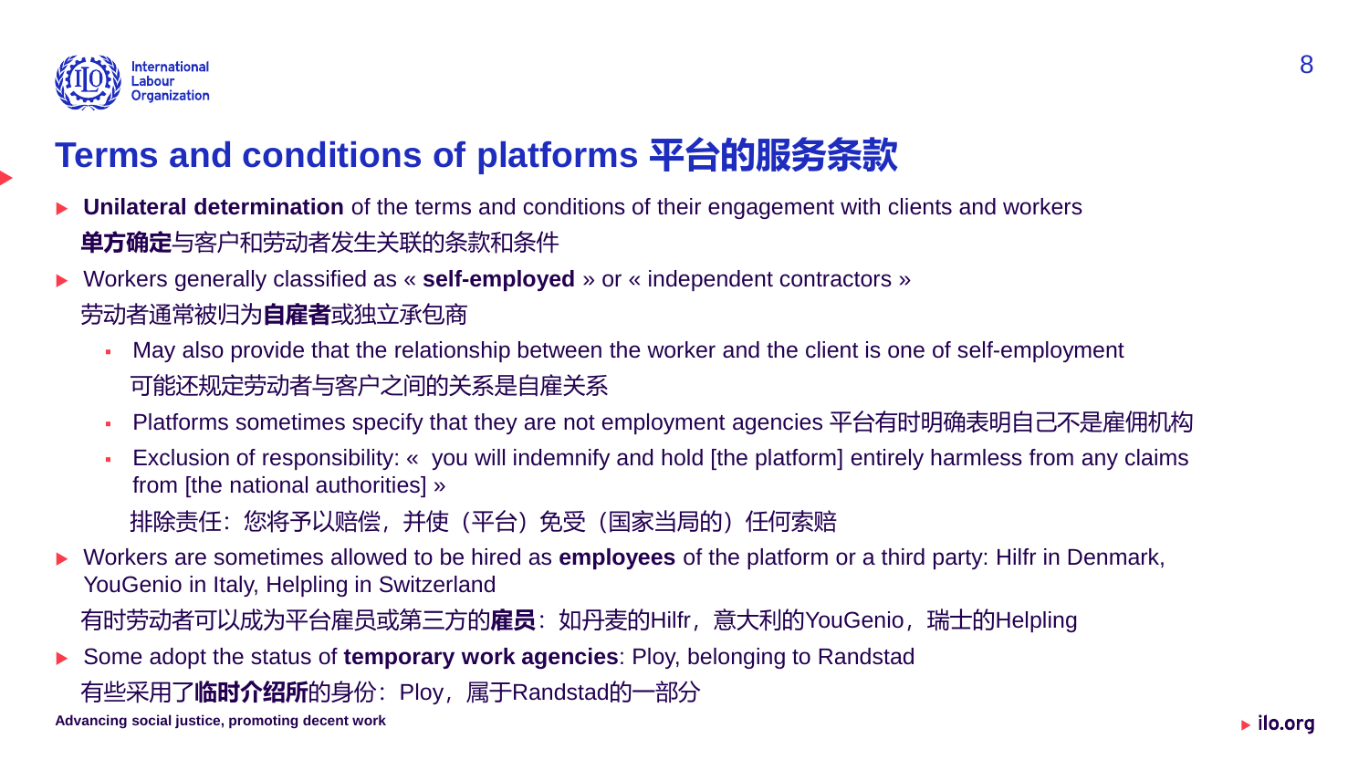# Terms and conditions of platforms 平台的服务条款

- **Unilateral determination** of the terms and conditions of their engagement with clients and workers
  **单方确定**与客户和劳动者发生关联的条款和条件
- Workers generally classified as « **self-employed** » or « independent contractors »
  劳动者通常被归为**自雇者**或独立承包商
  - May also provide that the relationship between the worker and the client is one of self-employment
    可能还规定劳动者与客户之间的关系是自雇关系
  - Platforms sometimes specify that they are not employment agencies 平台有时明确表明自己不是雇佣机构
  - Exclusion of responsibility: «  you will indemnify and hold [the platform] entirely harmless from any claims from [the national authorities] »
    排除责任：您将予以赔偿，并使（平台）免受（国家当局的）任何索赔
- Workers are sometimes allowed to be hired as **employees** of the platform or a third party: Hilfr in Denmark, YouGenio in Italy, Helpling in Switzerland
  有时劳动者可以成为平台雇员或第三方的**雇员**：如丹麦的Hilfr，意大利的YouGenio，瑞士的Helpling
- Some adopt the status of **temporary work agencies**: Ploy, belonging to Randstad
  有些采用了**临时介绍所**的身份：Ploy，属于Randstad的一部分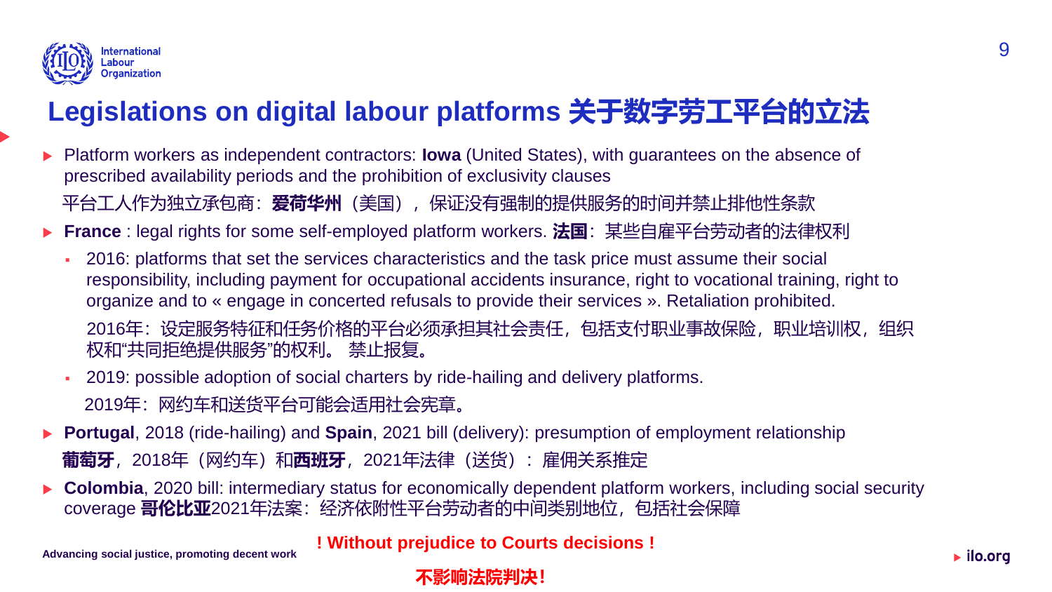# Legislations on digital labour platforms 关于数字劳工平台的立法

- Platform workers as independent contractors: **Iowa** (United States), with guarantees on the absence of prescribed availability periods and the prohibition of exclusivity clauses

  平台工人作为独立承包商：**爱荷华州**（美国），保证没有强制的提供服务的时间并禁止排他性条款

- **France** : legal rights for some self-employed platform workers. **法国**：某些自雇平台劳动者的法律权利
  - 2016: platforms that set the services characteristics and the task price must assume their social responsibility, including payment for occupational accidents insurance, right to vocational training, right to organize and to « engage in concerted refusals to provide their services ». Retaliation prohibited.

    2016年：设定服务特征和任务价格的平台必须承担其社会责任，包括支付职业事故保险，职业培训权，组织权和"共同拒绝提供服务"的权利。 禁止报复。
  - 2019: possible adoption of social charters by ride-hailing and delivery platforms.

    2019年：网约车和送货平台可能会适用社会宪章。

- **Portugal**, 2018 (ride-hailing) and **Spain**, 2021 bill (delivery): presumption of employment relationship

  **葡萄牙**，2018年（网约车）和**西班牙**，2021年法律（送货）：雇佣关系推定

- **Colombia**, 2020 bill: intermediary status for economically dependent platform workers, including social security coverage **哥伦比亚**2021年法案：经济依附性平台劳动者的中间类别地位，包括社会保障

**! Without prejudice to Courts decisions !**

**不影响法院判决!**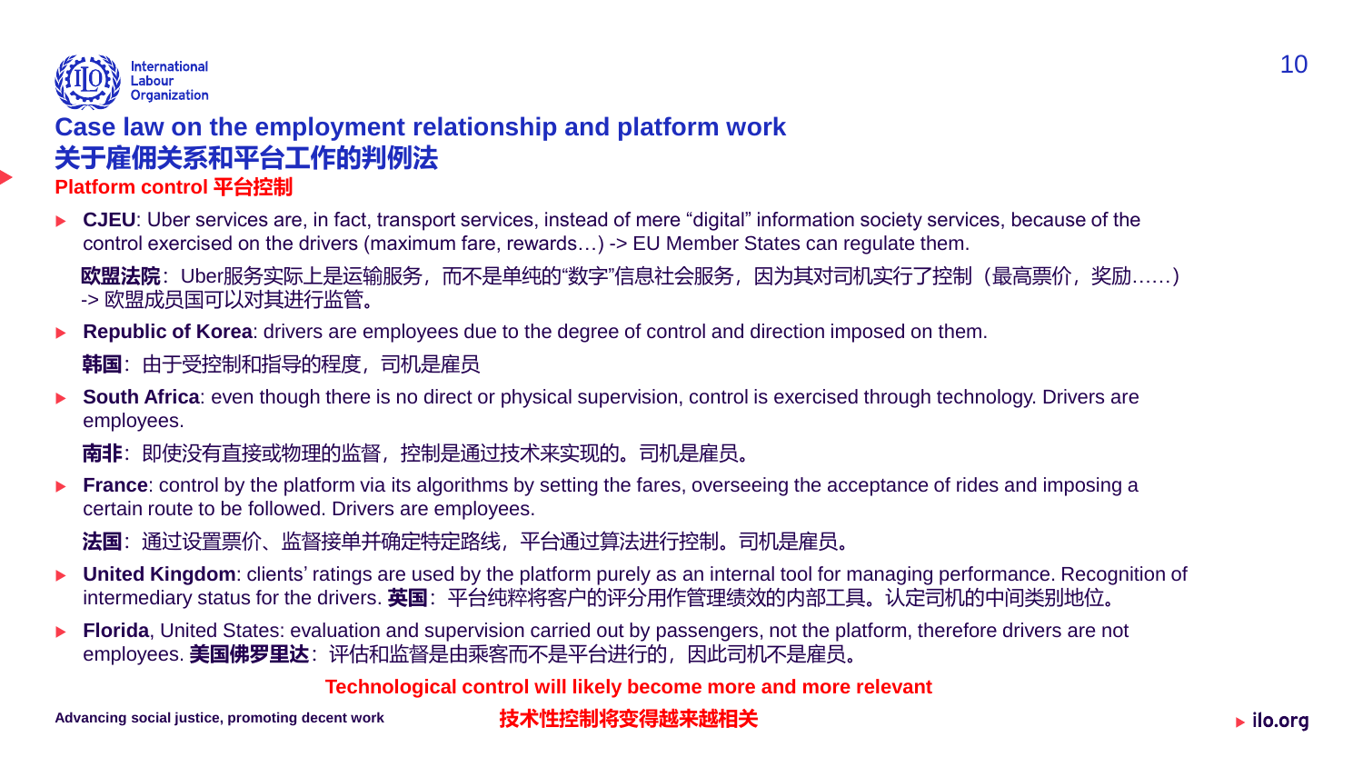# Case law on the employment relationship and platform work
# 关于雇佣关系和平台工作的判例法

## Platform control 平台控制

- **CJEU**: Uber services are, in fact, transport services, instead of mere “digital” information society services, because of the control exercised on the drivers (maximum fare, rewards…) -> EU Member States can regulate them.

  **欧盟法院**：Uber服务实际上是运输服务，而不是单纯的“数字”信息社会服务，因为其对司机实行了控制（最高票价，奖励……）-> 欧盟成员国可以对其进行监管。

- **Republic of Korea**: drivers are employees due to the degree of control and direction imposed on them.

  **韩国**：由于受控制和指导的程度，司机是雇员

- **South Africa**: even though there is no direct or physical supervision, control is exercised through technology. Drivers are employees.

  **南非**：即使没有直接或物理的监督，控制是通过技术来实现的。司机是雇员。

- **France**: control by the platform via its algorithms by setting the fares, overseeing the acceptance of rides and imposing a certain route to be followed. Drivers are employees.

  **法国**：通过设置票价、监督接单并确定特定路线，平台通过算法进行控制。司机是雇员。

- **United Kingdom**: clients’ ratings are used by the platform purely as an internal tool for managing performance. Recognition of intermediary status for the drivers. **英国**：平台纯粹将客户的评分用作管理绩效的内部工具。认定司机的中间类别地位。

- **Florida**, United States: evaluation and supervision carried out by passengers, not the platform, therefore drivers are not employees. **美国佛罗里达**：评估和监督是由乘客而不是平台进行的，因此司机不是雇员。

**Technological control will likely become more and more relevant**

**技术性控制将变得越来越相关**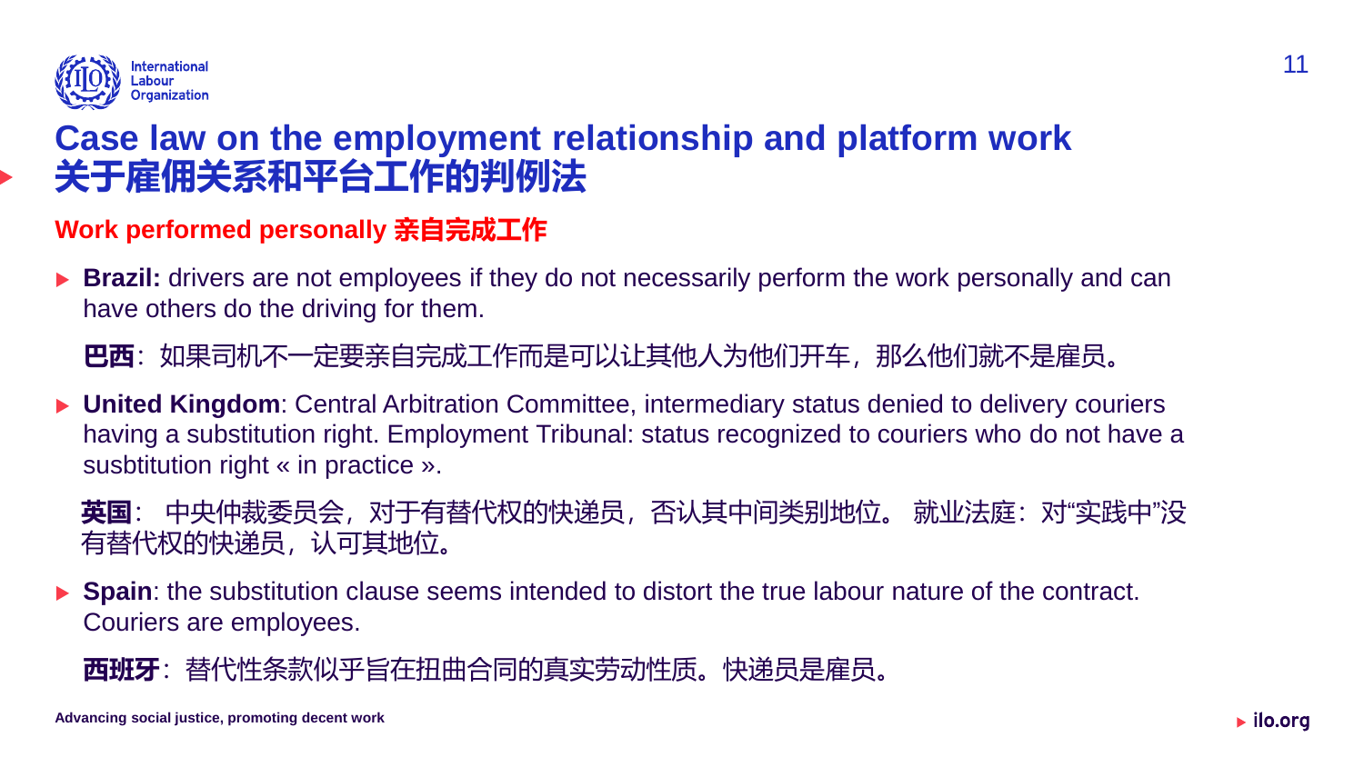# Case law on the employment relationship and platform work 关于雇佣关系和平台工作的判例法

## Work performed personally 亲自完成工作

- **Brazil:** drivers are not employees if they do not necessarily perform the work personally and can have others do the driving for them.

  **巴西**：如果司机不一定要亲自完成工作而是可以让其他人为他们开车，那么他们就不是雇员。

- **United Kingdom**: Central Arbitration Committee, intermediary status denied to delivery couriers having a substitution right. Employment Tribunal: status recognized to couriers who do not have a susbtitution right « in practice ».

  **英国**：中央仲裁委员会，对于有替代权的快递员，否认其中间类别地位。就业法庭：对"实践中"没有替代权的快递员，认可其地位。

- **Spain**: the substitution clause seems intended to distort the true labour nature of the contract. Couriers are employees.

  **西班牙**：替代性条款似乎旨在扭曲合同的真实劳动性质。快递员是雇员。

Advancing social justice, promoting decent work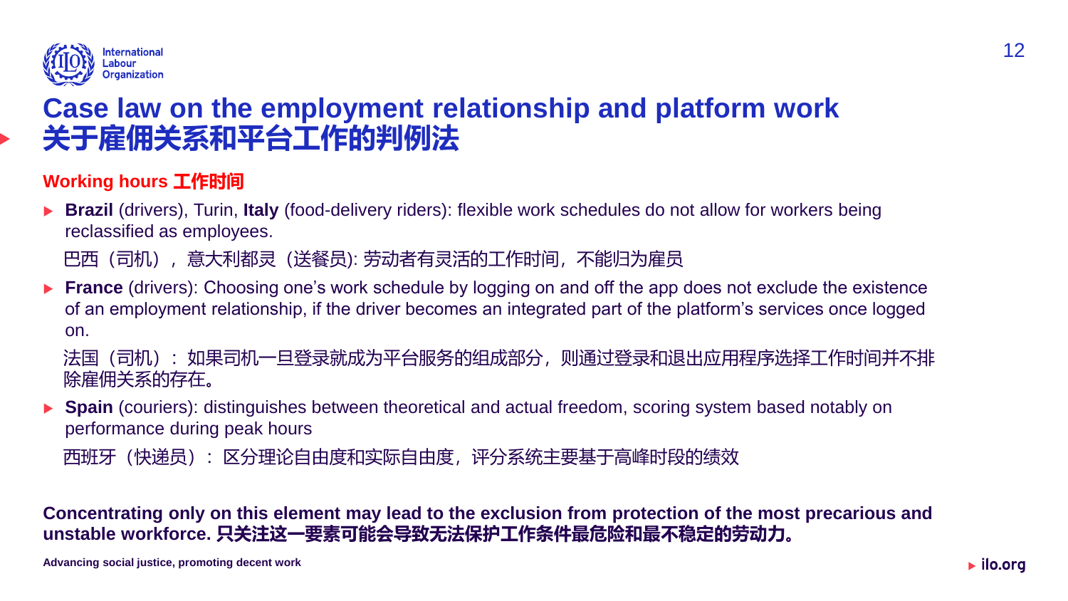# Case law on the employment relationship and platform work
# 关于雇佣关系和平台工作的判例法

## Working hours 工作时间

- **Brazil** (drivers), Turin, **Italy** (food-delivery riders): flexible work schedules do not allow for workers being reclassified as employees.

  巴西（司机），意大利都灵（送餐员): 劳动者有灵活的工作时间，不能归为雇员

- **France** (drivers): Choosing one's work schedule by logging on and off the app does not exclude the existence of an employment relationship, if the driver becomes an integrated part of the platform's services once logged on.

  法国（司机）：如果司机一旦登录就成为平台服务的组成部分，则通过登录和退出应用程序选择工作时间并不排除雇佣关系的存在。

- **Spain** (couriers): distinguishes between theoretical and actual freedom, scoring system based notably on performance during peak hours

  西班牙（快递员）：区分理论自由度和实际自由度，评分系统主要基于高峰时段的绩效

**Concentrating only on this element may lead to the exclusion from protection of the most precarious and unstable workforce. 只关注这一要素可能会导致无法保护工作条件最危险和最不稳定的劳动力。**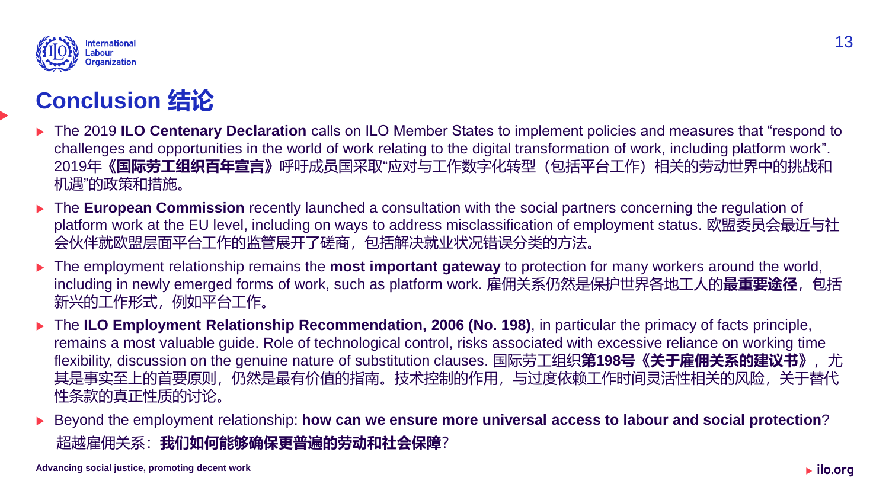# Conclusion 结论

- The 2019 **ILO Centenary Declaration** calls on ILO Member States to implement policies and measures that “respond to challenges and opportunities in the world of work relating to the digital transformation of work, including platform work”. 2019年**《国际劳工组织百年宣言》**呼吁成员国采取“应对与工作数字化转型（包括平台工作）相关的劳动世界中的挑战和机遇”的政策和措施。
- The **European Commission** recently launched a consultation with the social partners concerning the regulation of platform work at the EU level, including on ways to address misclassification of employment status. 欧盟委员会最近与社会伙伴就欧盟层面平台工作的监管展开了磋商，包括解决就业状况错误分类的方法。
- The employment relationship remains the **most important gateway** to protection for many workers around the world, including in newly emerged forms of work, such as platform work. 雇佣关系仍然是保护世界各地工人的**最重要途径**，包括新兴的工作形式，例如平台工作。
- The **ILO Employment Relationship Recommendation, 2006 (No. 198)**, in particular the primacy of facts principle, remains a most valuable guide. Role of technological control, risks associated with excessive reliance on working time flexibility, discussion on the genuine nature of substitution clauses. 国际劳工组织**第198号《关于雇佣关系的建议书》**，尤其是事实至上的首要原则，仍然是最有价值的指南。技术控制的作用，与过度依赖工作时间灵活性相关的风险，关于替代性条款的真正性质的讨论。
- Beyond the employment relationship: **how can we ensure more universal access to labour and social protection**? 超越雇佣关系：**我们如何能够确保更普遍的劳动和社会保障**?